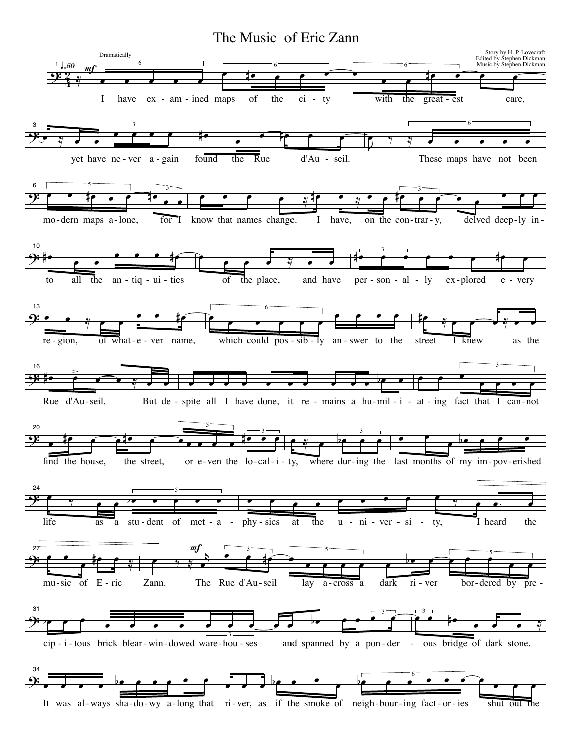# The Music of Eric Zann

Story by H. P. Lovecraft
Edited by Stephen Dickman
Music by Stephen Dickman

Dramatically

I have ex-am-ined maps of the ci-ty with the great-est care, yet have ne-ver a-gain found the Rue d'Au-seil. These maps have not been mo-dern maps a-lone, for I know that names change. I have, on the con-tra-ry, delved deep-ly in-to all the an-tiq-ui-ties of the place, and have per-son-al-ly ex-plored e-very re-gion, of what-e-ver name, which could pos-sib-ly an-swer to the street I knew as the Rue d'Au-seil. But de-spite all I have done, it re-mains a hu-mil-i-at-ing fact that I can-not find the house, the street, or e-ven the lo-cal-i-ty, where dur-ing the last months of my im-pov-erished life as a stu-dent of met-a-phy-sics at the u-ni-ver-si-ty, I heard the mu-sic of E-ric Zann. The Rue d'Au-seil lay a-cross a dark ri-ver bor-dered by pre-cip-i-tous brick blear-win-dowed ware-hou-ses and spanned by a pon-der-ous bridge of dark stone. It was al-ways sha-do-wy a-long that ri-ver, as if the smoke of neigh-bour-ing fact-or-ies shut out the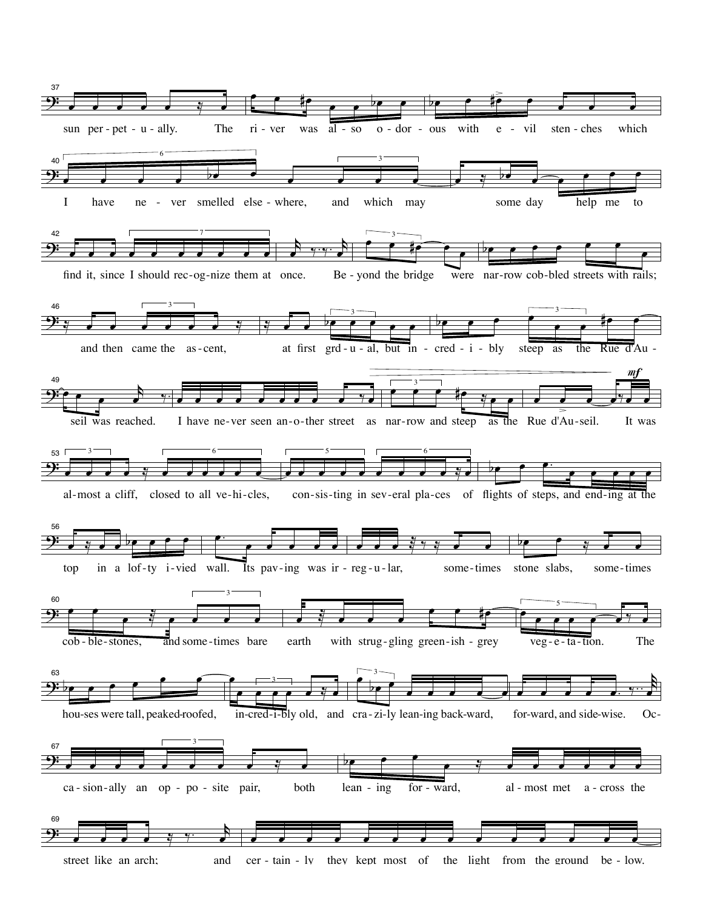sun per - pet - u - ally. The ri - ver was al - so o - dor - ous with e - vil sten - ches which

I have ne - ver smelled else - where, and which may some day help me to

find it, since I should rec - og - nize them at once. Be - yond the bridge were nar - row cob - bled streets with rails;

and then came the as - cent, at first grd - u - al, but in - cred - i - bly steep as the Rue d'Au -

seil was reached. I have ne - ver seen an - o - ther street as nar - row and steep as the Rue d'Au - seil. It was

al - most a cliff, closed to all ve - hi - cles, con - sis - ting in sev - eral pla - ces of flights of steps, and end - ing at the

top in a lof - ty i - vied wall. Its pav - ing was ir - re - gu - lar, some - times stone slabs, some - times

cob - ble - stones, and some - times bare earth with strug - gling green - ish - grey veg - e - ta - tion. The

hou - ses were tall, peaked - roofed, in - cred - i - bly old, and cra - zi - ly lean - ing back - ward, for - ward, and side - wise. Oc -

ca - sion - ally an op - po - site pair, both lean - ing for - ward, al - most met a - cross the

street like an arch; and cer - tain - ly they kept most of the light from the ground be - low.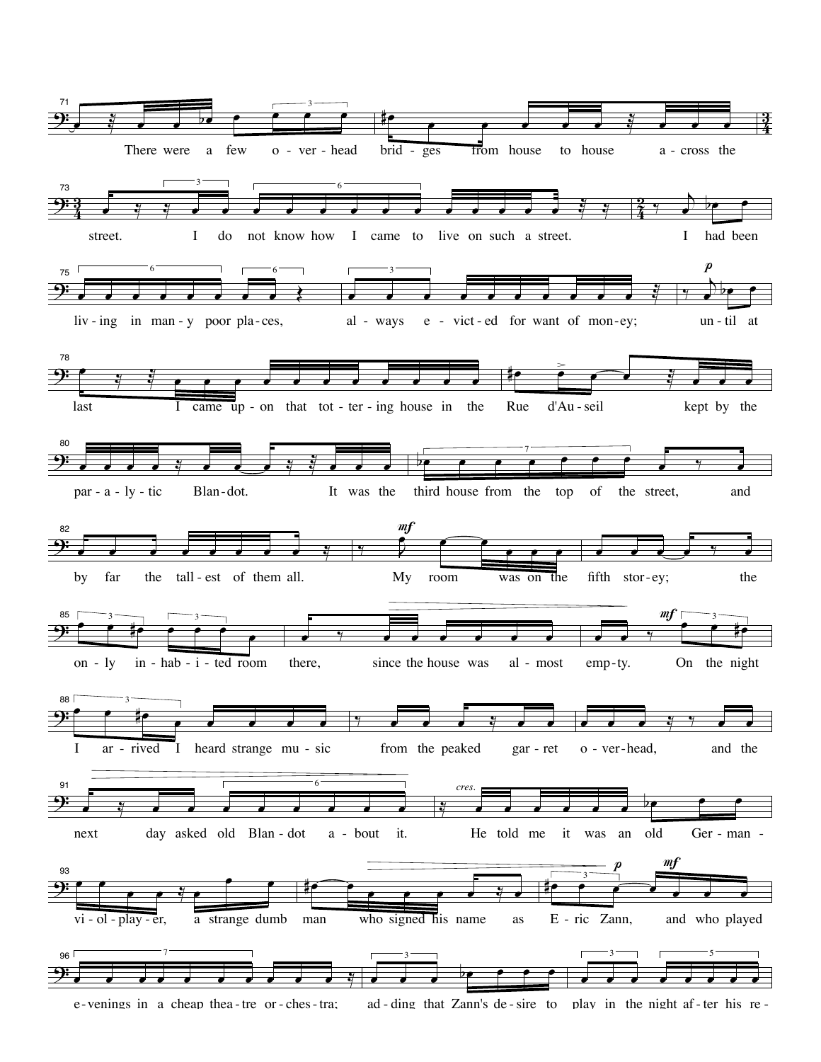There were a few o - ver - head brid - ges from house to house a - cross the

street. I do not know how I came to live on such a street. I had been

liv - ing in man - y poor pla - ces, al - ways e - vict - ed for want of mon - ey; un - til at

last I came up - on that tot - ter - ing house in the Rue d'Au - seil kept by the

par - a - ly - tic Blan - dot. It was the third house from the top of the street, and

by far the tall - est of them all. My room was on the fifth stor - ey; the

on - ly in - hab - i - ted room there, since the house was al - most emp - ty. On the night

I ar - rived I heard strange mu - sic from the peaked gar - ret o - ver - head, and the

next day asked old Blan - dot a - bout it. He told me it was an old Ger - man -

vi - ol - play - er, a strange dumb man who signed his name as E - ric Zann, and who played

e - venings in a cheap thea - tre or - ches - tra; ad - ding that Zann's de - sire to play in the night af - ter his re -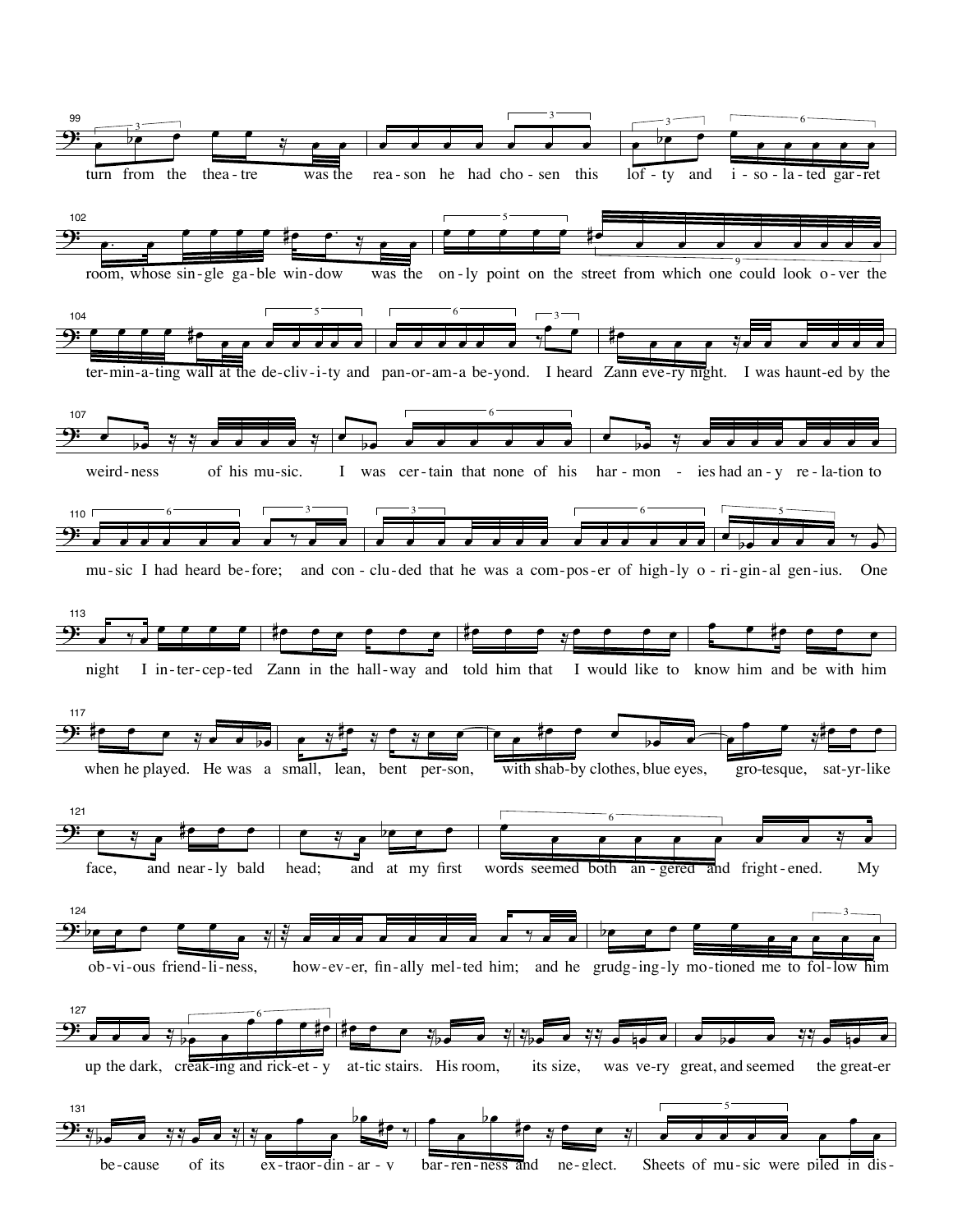99

turn from the thea-tre was the rea-son he had cho-sen this lof-ty and i-so-la-ted gar-ret

102

room, whose sin-gle ga-ble win-dow was the on-ly point on the street from which one could look o-ver the

104

ter-min-a-ting wall at the de-cliv-i-ty and pan-or-am-a be-yond. I heard Zann eve-ry night. I was haunt-ed by the

107

weird-ness of his mu-sic. I was cer-tain that none of his har-mon-ies had an-y re-la-tion to

110

mu-sic I had heard be-fore; and con-clu-ded that he was a com-pos-er of high-ly o-ri-gin-al gen-ius. One

113

night I in-ter-cep-ted Zann in the hall-way and told him that I would like to know him and be with him

117

when he played. He was a small, lean, bent per-son, with shab-by clothes, blue eyes, gro-tesque, sat-yr-like

121

face, and near-ly bald head; and at my first words seemed both an-gered and fright-ened. My

124

ob-vi-ous friend-li-ness, how-ev-er, fin-ally mel-ted him; and he grudg-ing-ly mo-tioned me to fol-low him

127

up the dark, creak-ing and rick-et-y at-tic stairs. His room, its size, was ve-ry great, and seemed the great-er

131

be-cause of its ex-traor-din-ar-y bar-ren-ness and ne-glect. Sheets of mu-sic were piled in dis-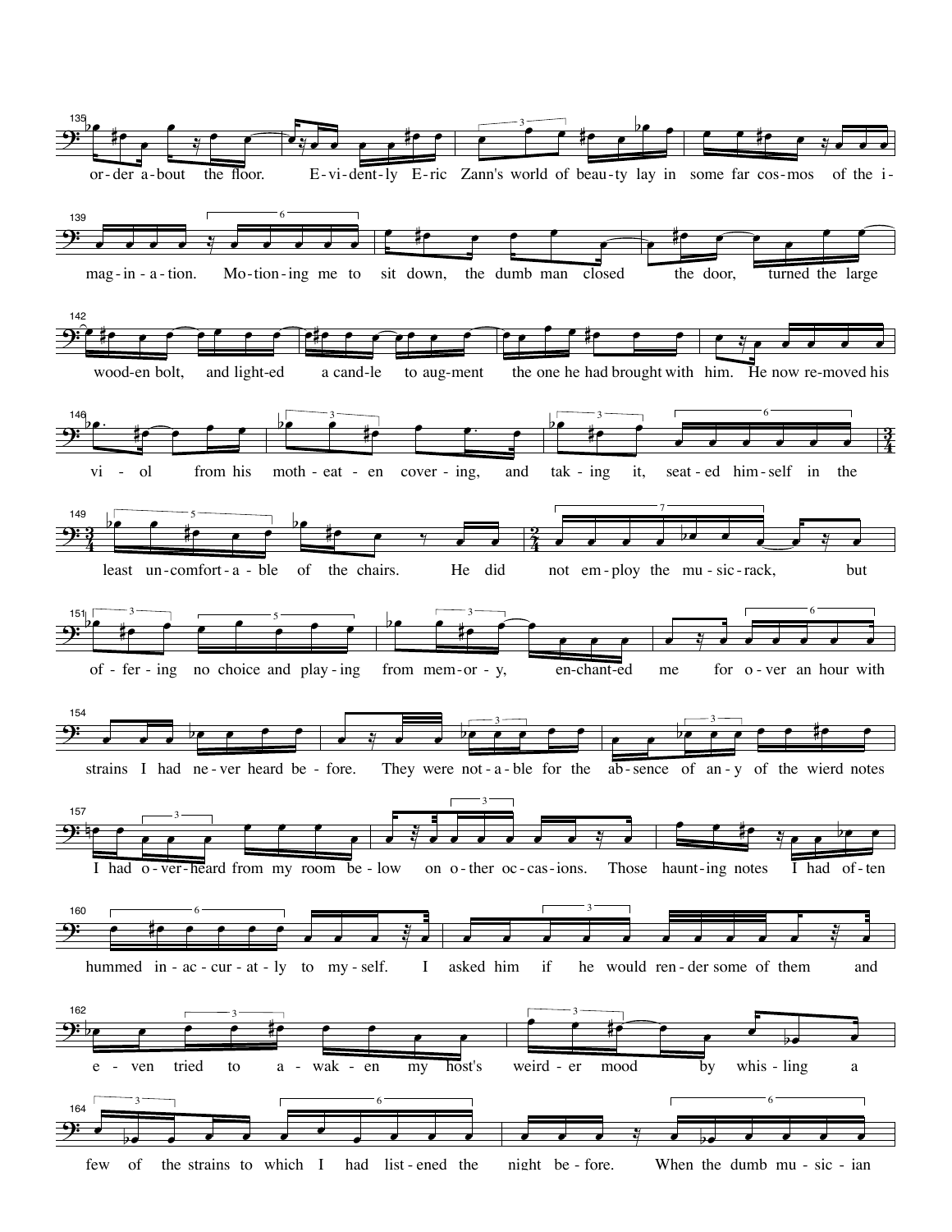135 or-der a-bout the floor. E-vi-dent-ly E-ric Zann's world of beau-ty lay in some far cos-mos of the i-

139 mag-in-a-tion. Mo-tion-ing me to sit down, the dumb man closed the door, turned the large

142 wood-en bolt, and light-ed a cand-le to aug-ment the one he had brought with him. He now re-moved his

146 vi - ol from his moth-eat - en cover - ing, and tak - ing it, seat-ed him-self in the

149 least un-comfort-a-ble of the chairs. He did not em-ploy the mu-sic-rack, but

151 of-fer-ing no choice and play-ing from mem-or-y, en-chant-ed me for o-ver an hour with

154 strains I had ne-ver heard be-fore. They were not-a-ble for the ab-sence of an-y of the wierd notes

157 I had o-ver-heard from my room be-low on o-ther oc-cas-ions. Those haunt-ing notes I had of-ten

160 hummed in-ac-cur-at-ly to my-self. I asked him if he would ren-der some of them and

162 e - ven tried to a-wak-en my host's weird-er mood by whis-ling a

164 few of the strains to which I had list-ened the night be-fore. When the dumb mu-sic-ian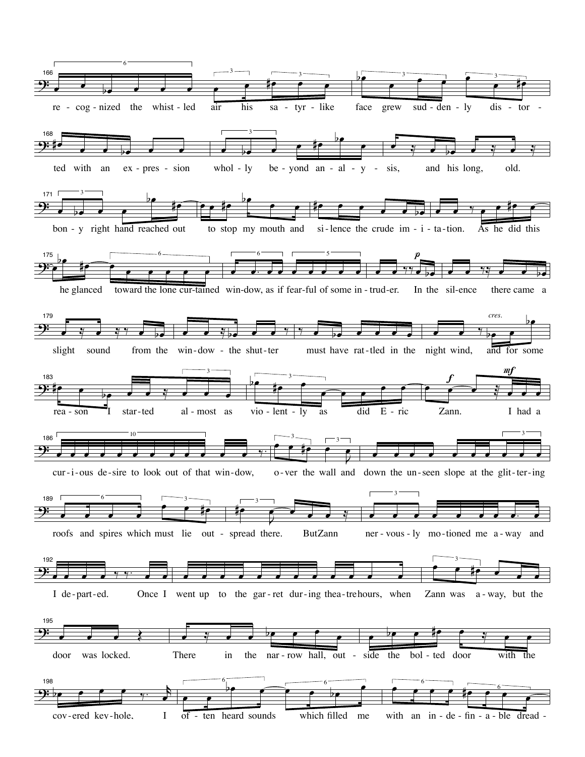166

re - cog - nized the whist - led air his sa - tyr - like face grew sud - den - ly dis - tor -

168

ted with an ex - pres - sion whol - ly be - yond an - al - y - sis, and his long, old.

171

bon - y right hand reached out to stop my mouth and si - lence the crude im - i - ta - tion. As he did this

175

he glanced toward the lone cur - tained win - dow, as if fear - ful of some in - trud - er. In the sil - ence there came a

179

slight sound from the win - dow - the shut - ter must have rat - tled in the night wind, and for some

*cres.*

183

rea - son I star - ted al - most as vio - lent - ly as did E - ric Zann. I had a

***f*** ***mf***

186

cur - i - ous de - sire to look out of that win - dow, o - ver the wall and down the un - seen slope at the glit - ter - ing

189

roofs and spires which must lie out - spread there. But Zann ner - vous - ly mo - tioned me a - way and

192

I de - part - ed. Once I went up to the gar - ret dur - ing thea - tre hours, when Zann was a - way, but the

195

door was locked. There in the nar - row hall, out - side the bol - ted door with the

198

cov - ered key - hole, I of - ten heard sounds which filled me with an in - de - fin - a - ble dread -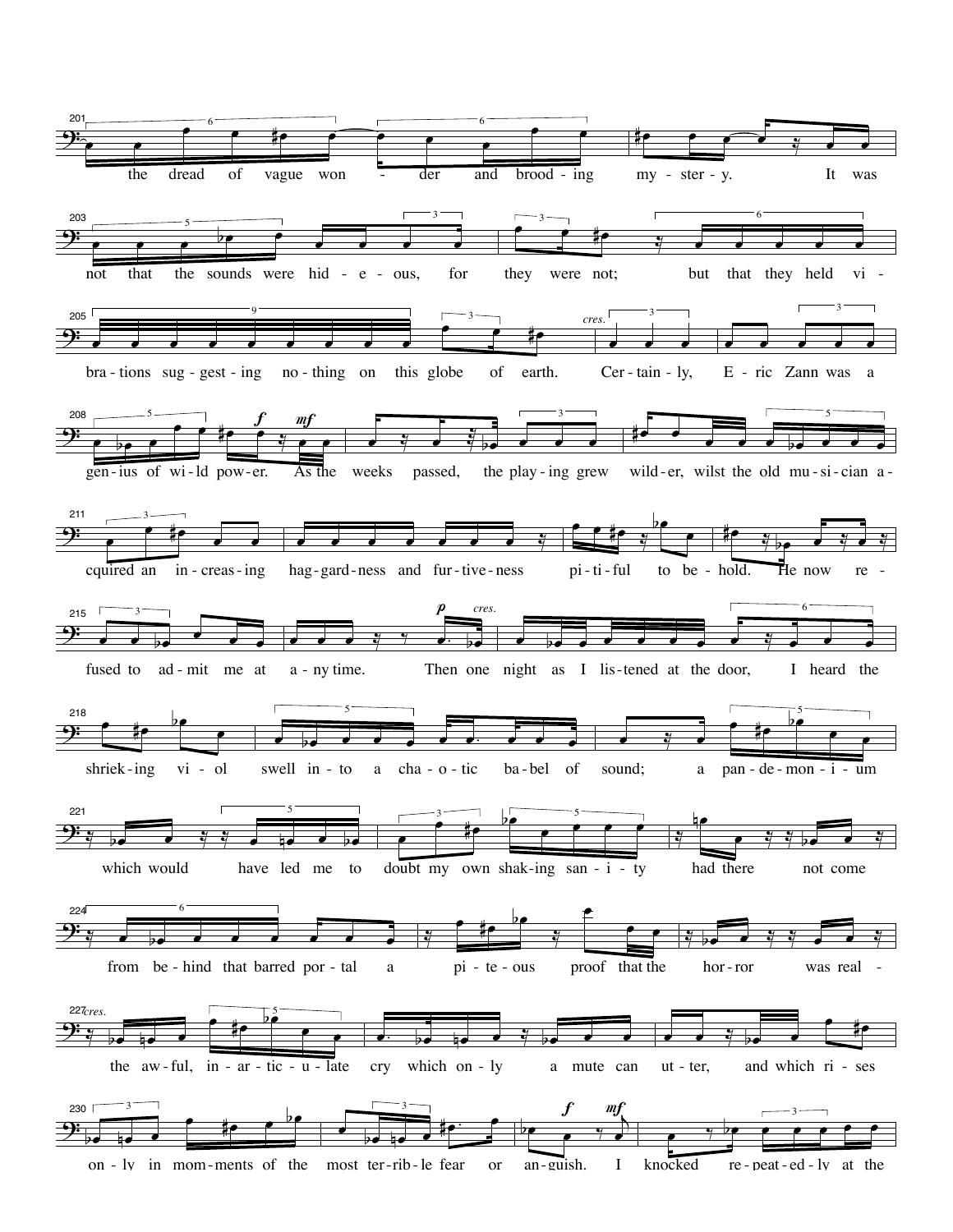201 the dread of vague won - der and brood - ing my - ster - y. It was

203 not that the sounds were hid - e - ous, for they were not; but that they held vi -

205 bra - tions sug - gest - ing no - thing on this globe of earth. Cer - tain - ly, E - ric Zann was a

208 gen - ius of wi - ld pow - er. As the weeks passed, the play - ing grew wild - er, wilst the old mu - si - cian a -

211 cquired an in - creas - ing hag - gard - ness and fur - tive - ness pi - ti - ful to be - hold. He now re -

215 fused to ad - mit me at a - ny time. Then one night as I lis - tened at the door, I heard the

218 shriek - ing vi - ol swell in - to a cha - o - tic ba - bel of sound; a pan - de - mon - i - um

221 which would have led me to doubt my own shak - ing san - i - ty had there not come

224 from be - hind that barred por - tal a pi - te - ous proof that the hor - ror was real -

227 the aw - ful, in - ar - tic - u - late cry which on - ly a mute can ut - ter, and which ri - ses

230 on - ly in mom - ents of the most ter - rib - le fear or an - guish. I knocked re - peat - ed - ly at the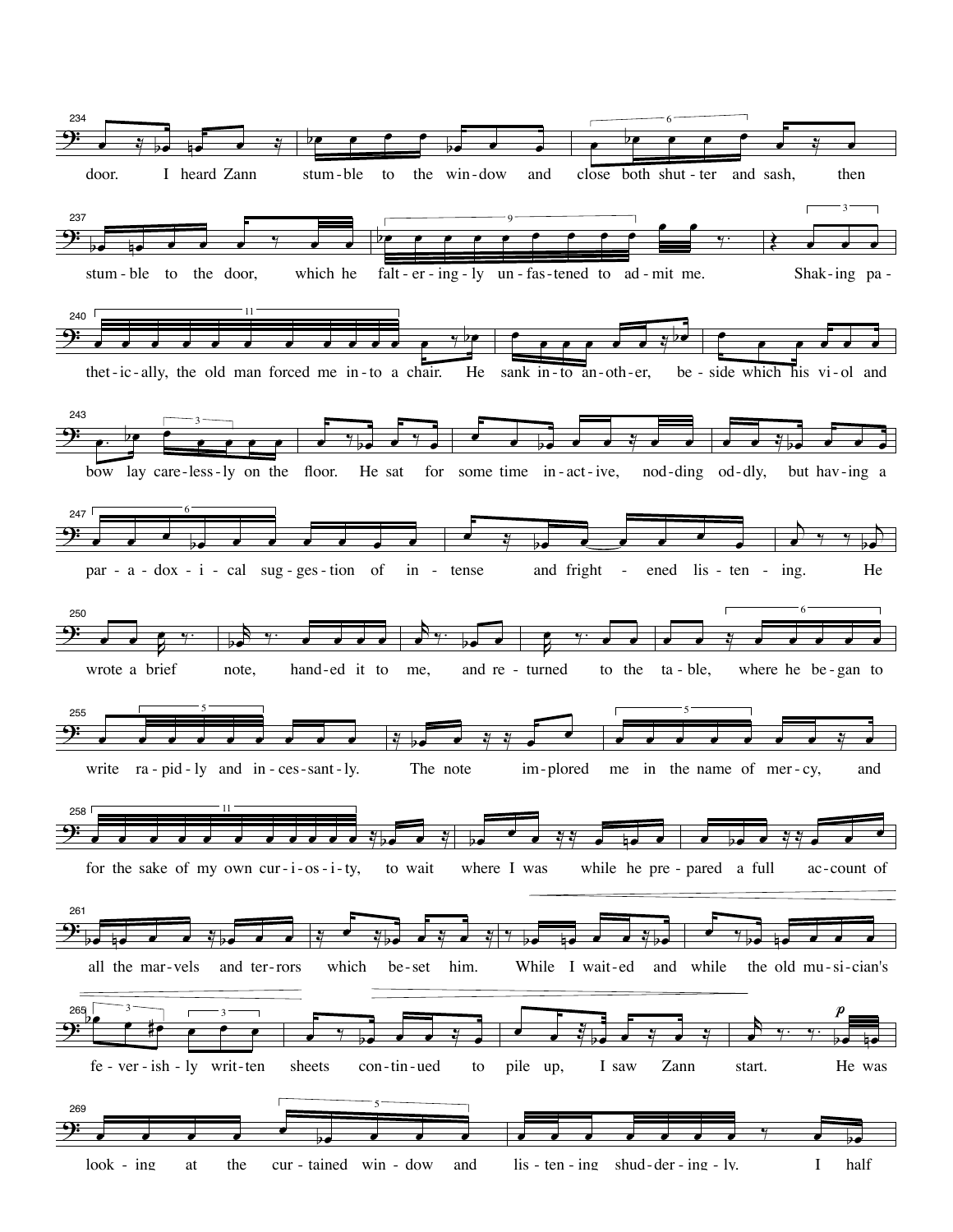234

door. I heard Zann stum-ble to the win-dow and close both shut-ter and sash, then

237

stum-ble to the door, which he falt-er-ing-ly un-fas-tened to ad-mit me. Shak-ing pa-

240

thet-ic-ally, the old man forced me in-to a chair. He sank in-to an-oth-er, be-side which his vi-ol and

243

bow lay care-less-ly on the floor. He sat for some time in-act-ive, nod-ding od-dly, but hav-ing a

247

par-a-dox-i-cal sug-ges-tion of in-tense and fright-ened lis-ten-ing. He

250

wrote a brief note, hand-ed it to me, and re-turned to the ta-ble, where he be-gan to

255

write ra-pid-ly and in-ces-sant-ly. The note im-plored me in the name of mer-cy, and

258

for the sake of my own cur-i-os-i-ty, to wait where I was while he pre-pared a full ac-count of

261

all the mar-vels and ter-rors which be-set him. While I wait-ed and while the old mu-si-cian's

265

fe-ver-ish-ly writ-ten sheets con-tin-ued to pile up, I saw Zann start. He was

269

look-ing at the cur-tained win-dow and lis-ten-ing shud-der-ing-ly. I half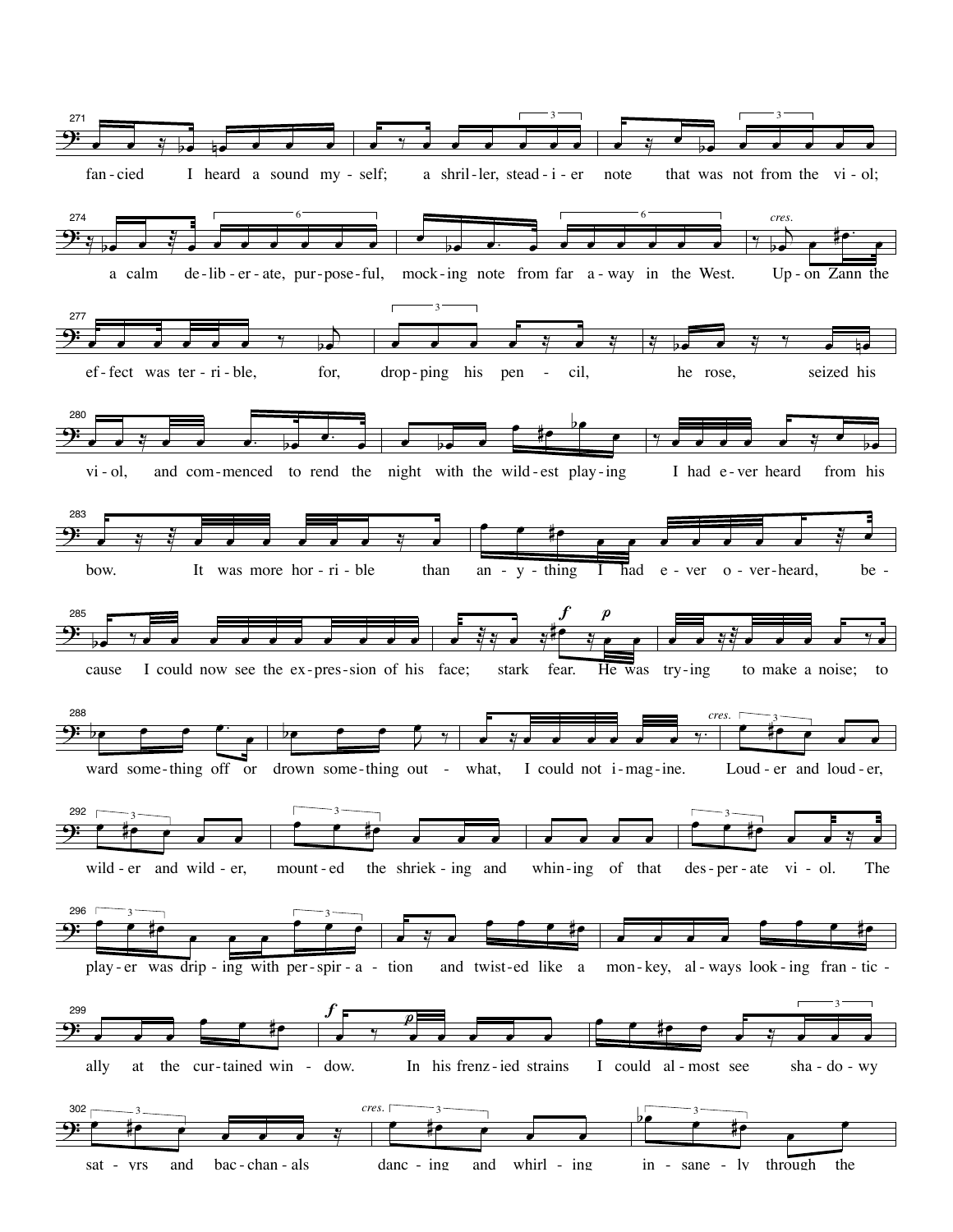271

fan-cied I heard a sound my-self; a shril-ler, stead-i-er note that was not from the vi-ol;

274

a calm de-lib-er-ate, pur-pose-ful, mock-ing note from far a-way in the West. Up-on Zann the

277

ef-fect was ter-ri-ble, for, drop-ping his pen - cil, he rose, seized his

280

vi-ol, and com-menced to rend the night with the wild-est play-ing I had e-ver heard from his

283

bow. It was more hor-ri-ble than an-y-thing I had e-ver o-ver-heard, be-

285

cause I could now see the ex-pres-sion of his face; stark fear. He was try-ing to make a noise; to

288

ward some-thing off or drown some-thing out - what, I could not i-mag-ine. Loud-er and loud-er,

292

wild-er and wild-er, mount-ed the shriek-ing and whin-ing of that des-per-ate vi-ol. The

296

play-er was drip-ing with per-spir-a-tion and twist-ed like a mon-key, al-ways look-ing fran-tic-

299

ally at the cur-tained win-dow. In his frenz-ied strains I could al-most see sha-do-wy

302

sat-yrs and bac-chan-als danc-ing and whirl-ing in-sane-ly through the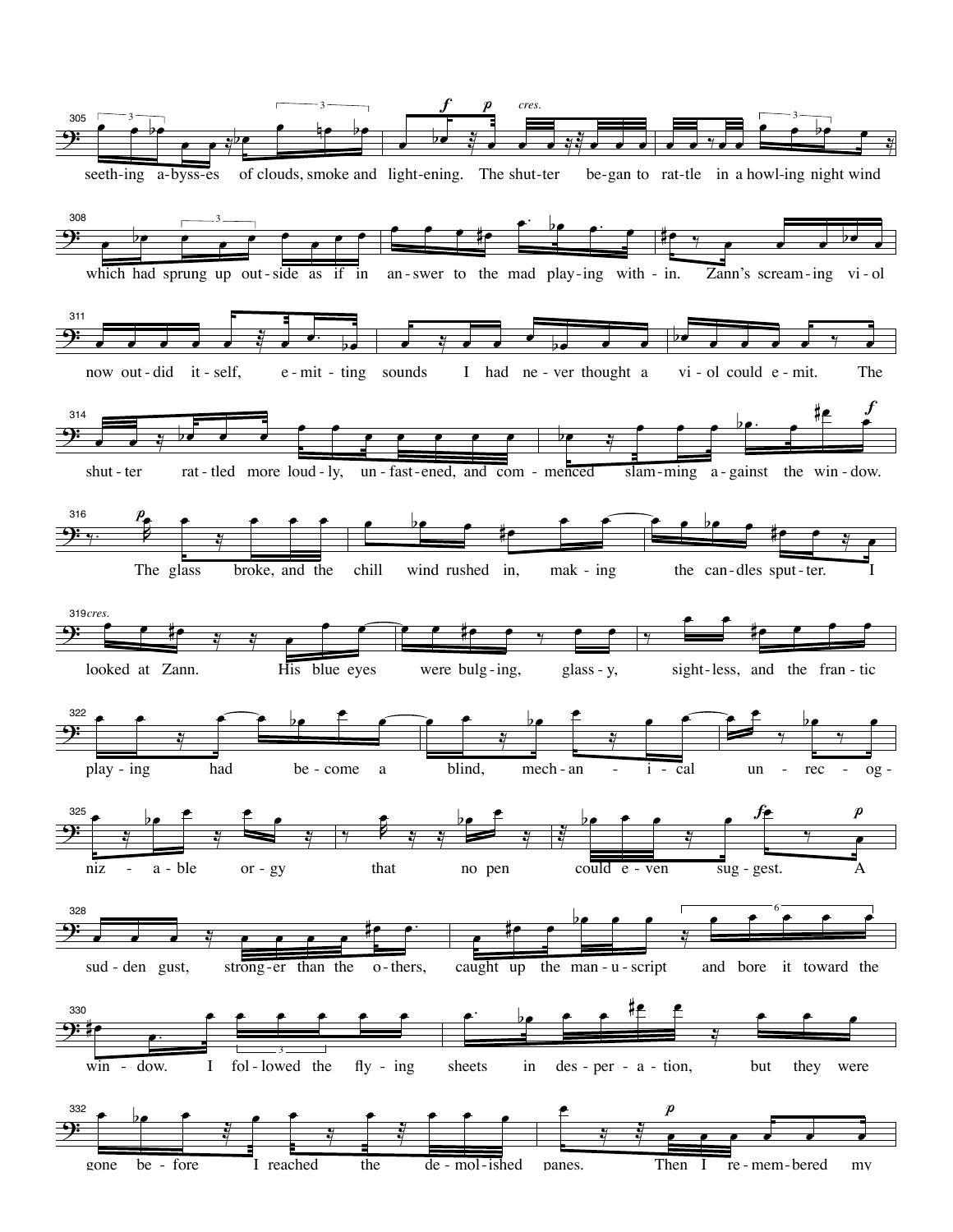305

seeth-ing a-byss-es of clouds, smoke and light-ening. The shut-ter be-gan to rat-tle in a howl-ing night wind

308

which had sprung up out-side as if in an-swer to the mad play-ing with-in. Zann's scream-ing vi-ol

311

now out-did it-self, e-mit-ting sounds I had ne-ver thought a vi-ol could e-mit. The

314

shut-ter rat-tled more loud-ly, un-fast-ened, and com-menced slam-ming a-gainst the win-dow.

316

The glass broke, and the chill wind rushed in, mak-ing the can-dles sput-ter. I

319 *cres.*

looked at Zann. His blue eyes were bulg-ing, glass-y, sight-less, and the fran-tic

322

play-ing had be-come a blind, mech-an-i-cal un-rec-og-

325

niz-a-ble or-gy that no pen could e-ven sug-gest. A

328

sud-den gust, strong-er than the o-thers, caught up the man-u-script and bore it toward the

330

win-dow. I fol-lowed the fly-ing sheets in des-per-a-tion, but they were

332

gone be-fore I reached the de-mol-ished panes. Then I re-mem-bered my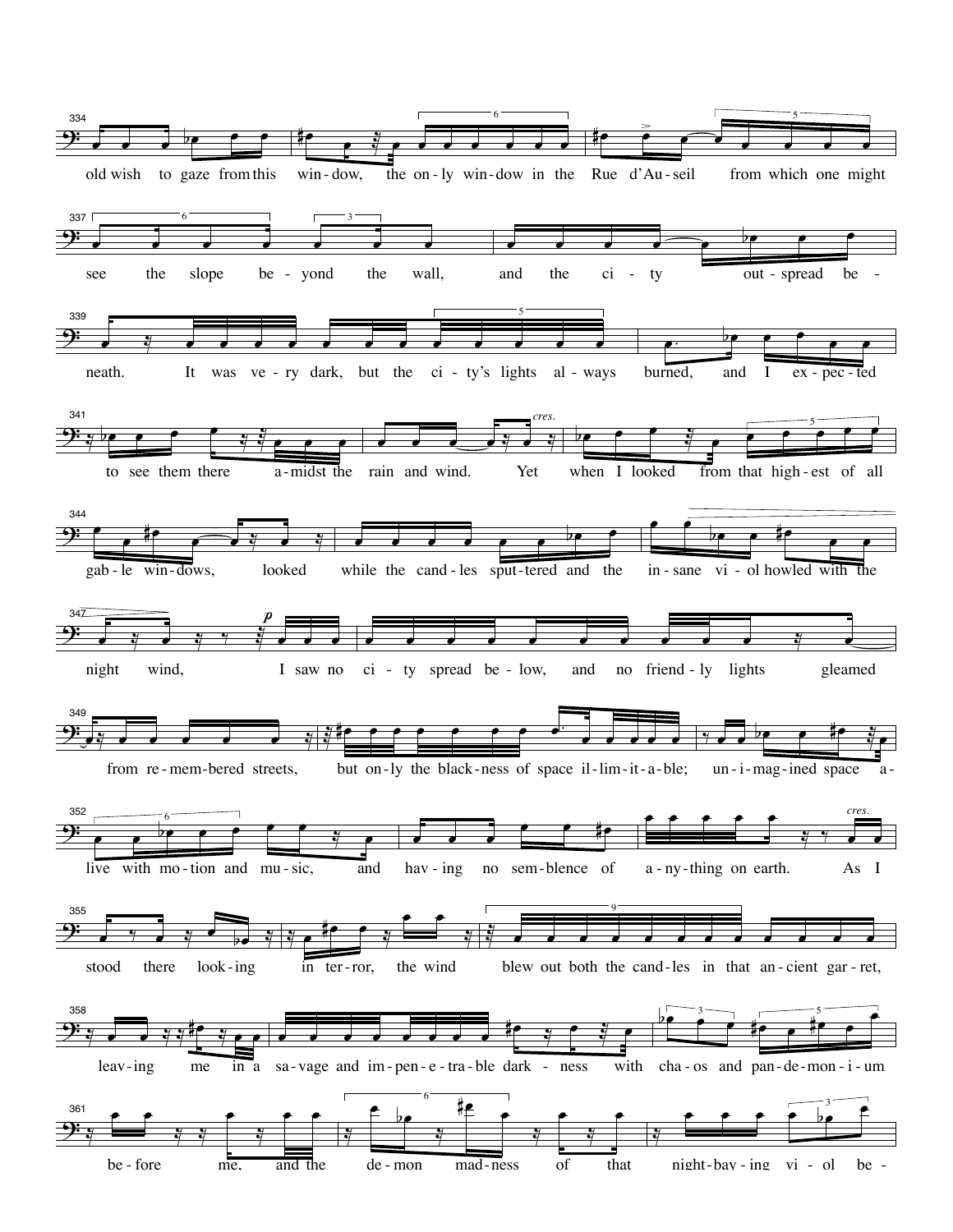334

old wish to gaze from this win - dow, the on - ly win - dow in the Rue d'Au - seil from which one might

337

see the slope be - yond the wall, and the ci - ty out - spread be -

339

neath. It was ve - ry dark, but the ci - ty's lights al - ways burned, and I ex - pec - ted

341

to see them there a - midst the rain and wind. Yet when I looked from that high - est of all

*cres.*

344

gab - le win - dows, looked while the cand - les sput - tered and the in - sane vi - ol howled with the

347

night wind, I saw no ci - ty spread be - low, and no friend - ly lights gleamed

*p*

349

from re - mem - bered streets, but on - ly the black - ness of space il - lim - it - a - ble; un - i - mag - ined space a -

352

live with mo - tion and mu - sic, and hav - ing no sem - blence of a - ny - thing on earth. As I

*cres.*

355

stood there look - ing in ter - ror, the wind blew out both the cand - les in that an - cient gar - ret,

358

leav - ing me in a sa - vage and im - pen - e - tra - ble dark - ness with cha - os and pan - de - mon - i - um

361

be - fore me, and the de - mon mad - ness of that night - bay - ing vi - ol be -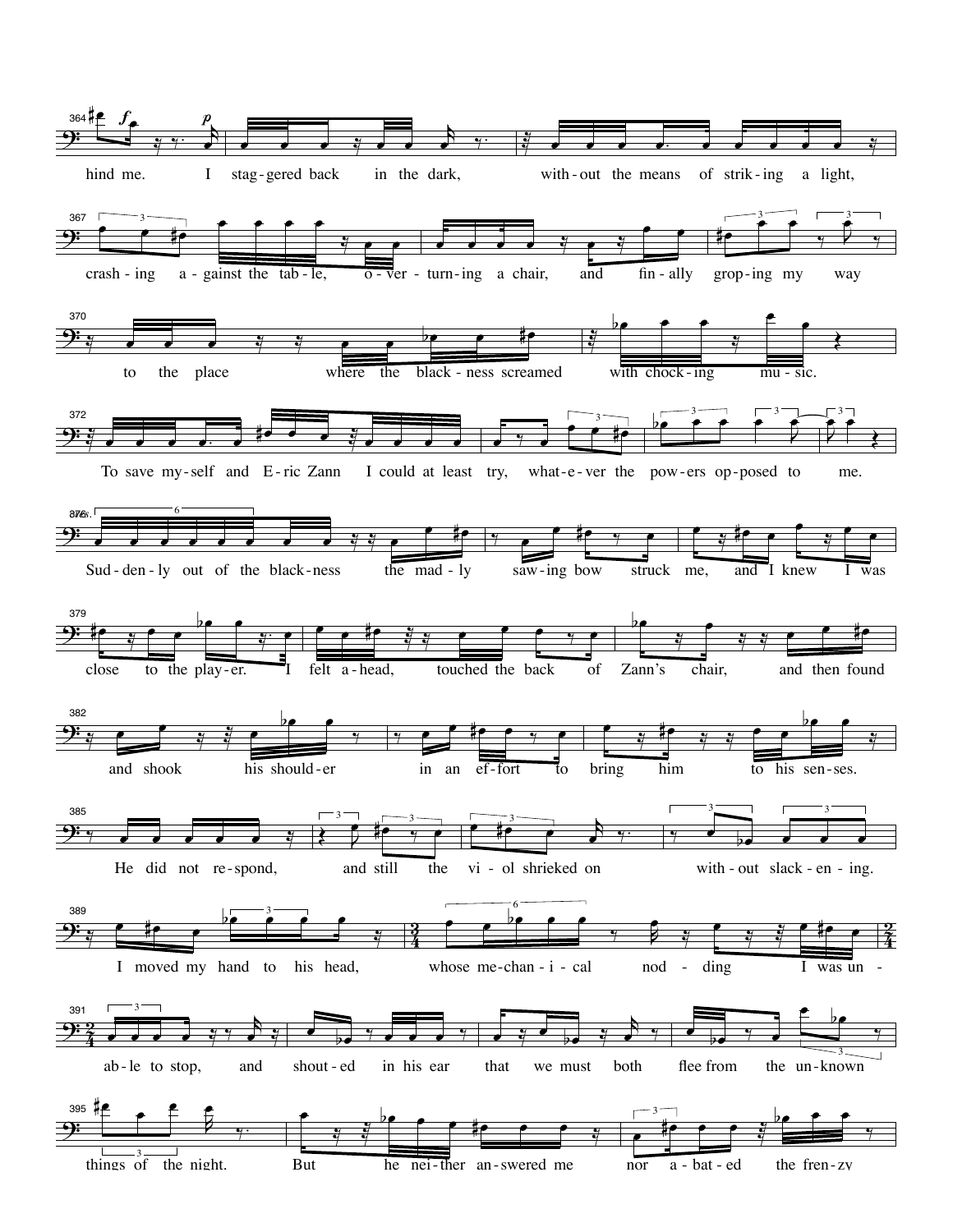364 hind me. I stag-gered back in the dark, with-out the means of strik-ing a light,

367 crash-ing a-gainst the tab-le, o-ver-turn-ing a chair, and fin-ally grop-ing my way

370 to the place where the black-ness screamed with chock-ing mu-sic.

372 To save my-self and E-ric Zann I could at least try, what-e-ver the pow-ers op-posed to me.

376 Sud-den-ly out of the black-ness the mad-ly saw-ing bow struck me, and I knew I was

379 close to the play-er. I felt a-head, touched the back of Zann's chair, and then found

382 and shook his should-er in an ef-fort to bring him to his sen-ses.

385 He did not re-spond, and still the vi-ol shrieked on with-out slack-en-ing.

389 I moved my hand to his head, whose me-chan-i-cal nod-ding I was un-

391 ab-le to stop, and shout-ed in his ear that we must both flee from the un-known

395 things of the night. But he nei-ther an-swered me nor a-bat-ed the fren-zy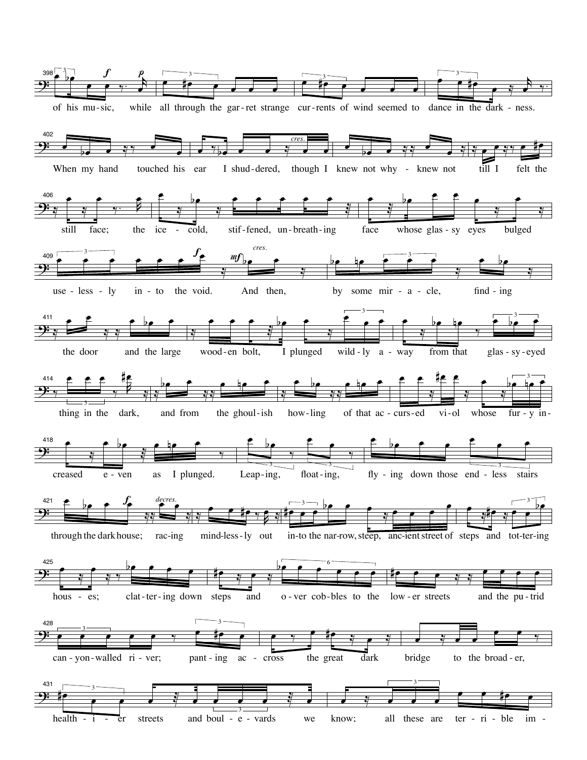398 of his mu-sic, while all through the gar-ret strange cur-rents of wind seemed to dance in the dark-ness.

402 When my hand touched his ear I shud-dered, though I knew not why - knew not till I felt the

406 still face; the ice-cold, stif-fened, un-breath-ing face whose glas-sy eyes bulged

409 use-less-ly in-to the void. And then, by some mir-a-cle, find-ing

411 the door and the large wood-en bolt, I plunged wild-ly a-way from that glas-sy-eyed

414 thing in the dark, and from the ghoul-ish howl-ing of that ac-curs-ed vi-ol whose fur-y in-

418 creased e-ven as I plunged. Leap-ing, float-ing, fly-ing down those end-less stairs

421 through the dark house; rac-ing mind-less-ly out in-to the nar-row, steep, anc-ient street of steps and tot-ter-ing

425 hous-es; clat-ter-ing down steps and o-ver cob-bles to the low-er streets and the pu-trid

428 can-yon-walled ri-ver; pant-ing ac-cross the great dark bridge to the broad-er,

431 health-i-er streets and boul-e-vards we know; all these are ter-ri-ble im-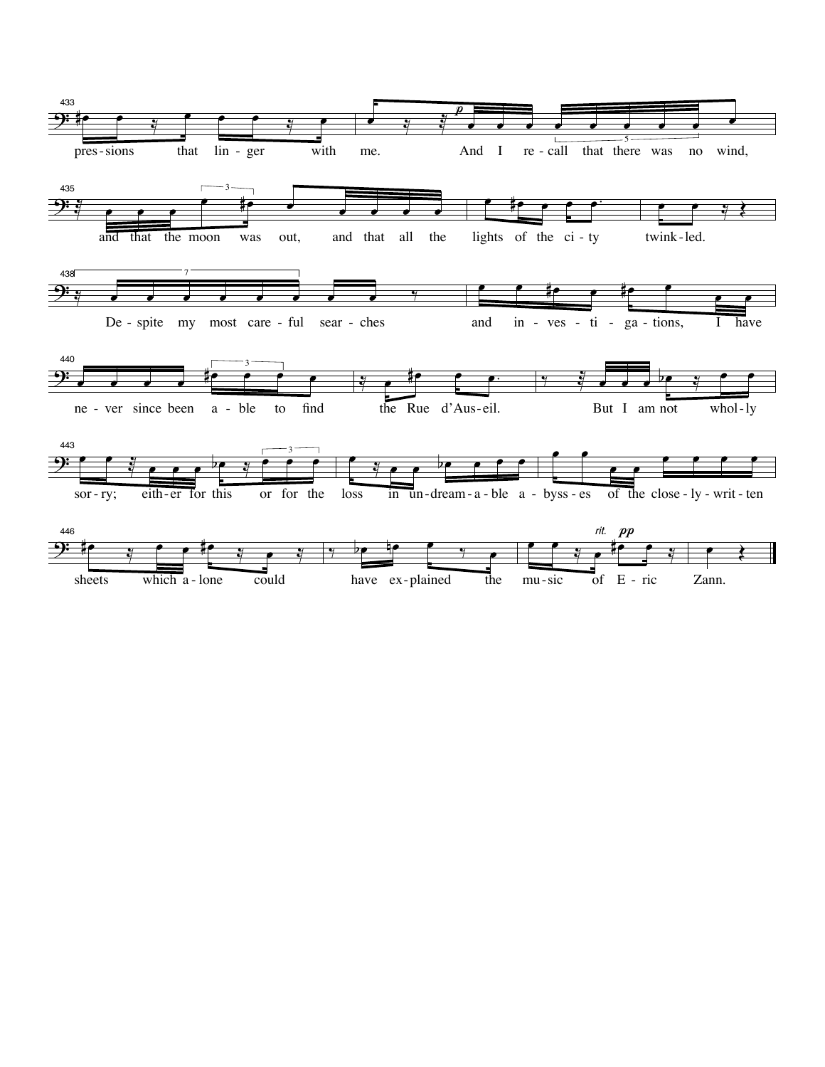433

pres-sions that lin-ger with me. And I re-call that there was no wind,

435

and that the moon was out, and that all the lights of the ci-ty twink-led.

438

De-spite my most care-ful sear-ches and in-ves-ti-ga-tions, I have

440

ne-ver since been a-ble to find the Rue d'Aus-eil. But I am not whol-ly

443

sor-ry; eith-er for this or for the loss in un-dream-a-ble a-byss-es of the close-ly-writ-ten

446

sheets which a-lone could have ex-plained the mu-sic of E-ric Zann.

*rit.* *pp*